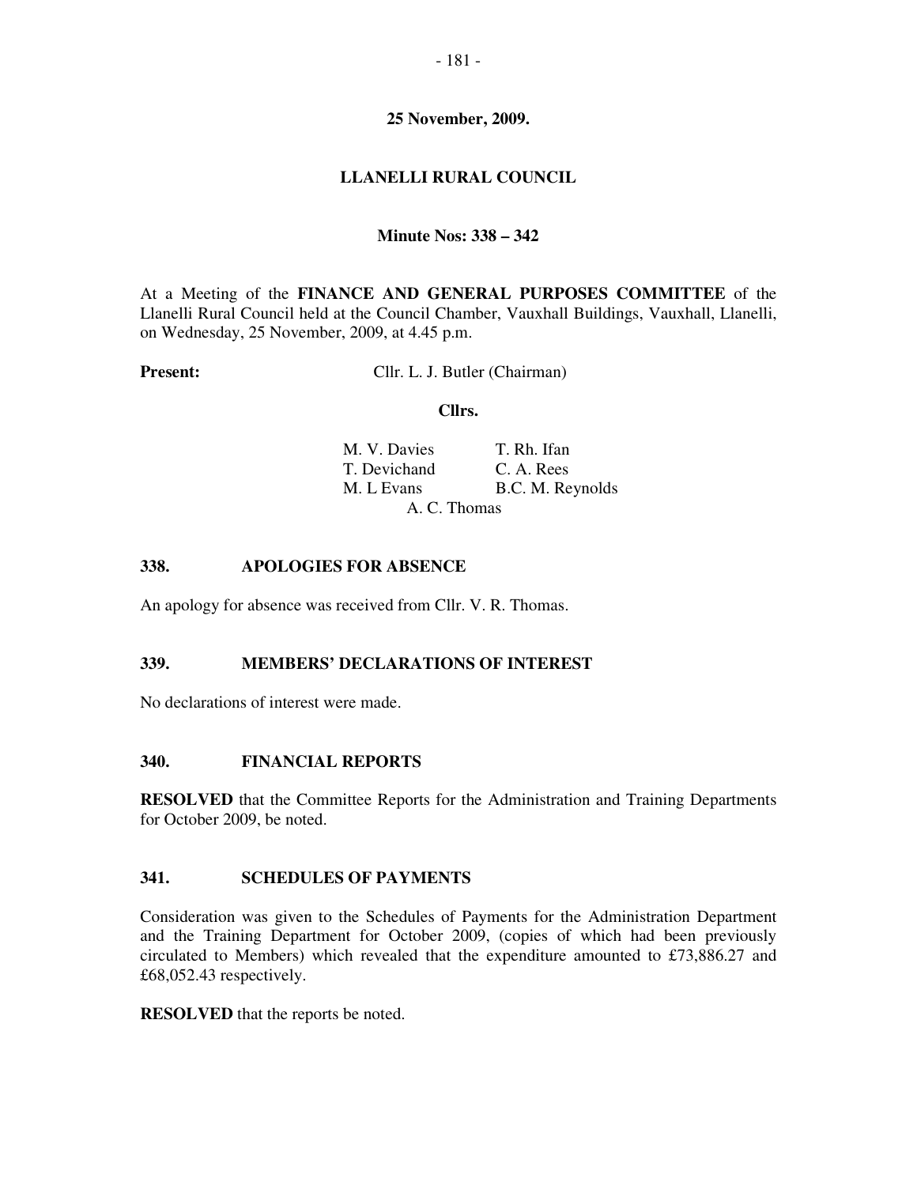**25 November, 2009.**

# LLANELLI RURAL COUNCIL

**Minute Nos: 338 – 342**

At a Meeting of the **FINANCE AND GENERAL PURPOSES COMMITTEE** of the Llanelli Rural Council held at the Council Chamber, Vauxhall Buildings, Vauxhall, Llanelli, on Wednesday, 25 November, 2009, at 4.45 p.m.

**Present:** Cllr. L. J. Butler (Chairman)

**Cllrs.**

| | |
|---|---|
| M. V. Davies | T. Rh. Ifan |
| T. Devichand | C. A. Rees |
| M. L Evans | B.C. M. Reynolds |
| A. C. Thomas | |

## 338. APOLOGIES FOR ABSENCE

An apology for absence was received from Cllr. V. R. Thomas.

## 339. MEMBERS' DECLARATIONS OF INTEREST

No declarations of interest were made.

## 340. FINANCIAL REPORTS

**RESOLVED** that the Committee Reports for the Administration and Training Departments for October 2009, be noted.

## 341. SCHEDULES OF PAYMENTS

Consideration was given to the Schedules of Payments for the Administration Department and the Training Department for October 2009, (copies of which had been previously circulated to Members) which revealed that the expenditure amounted to £73,886.27 and £68,052.43 respectively.

**RESOLVED** that the reports be noted.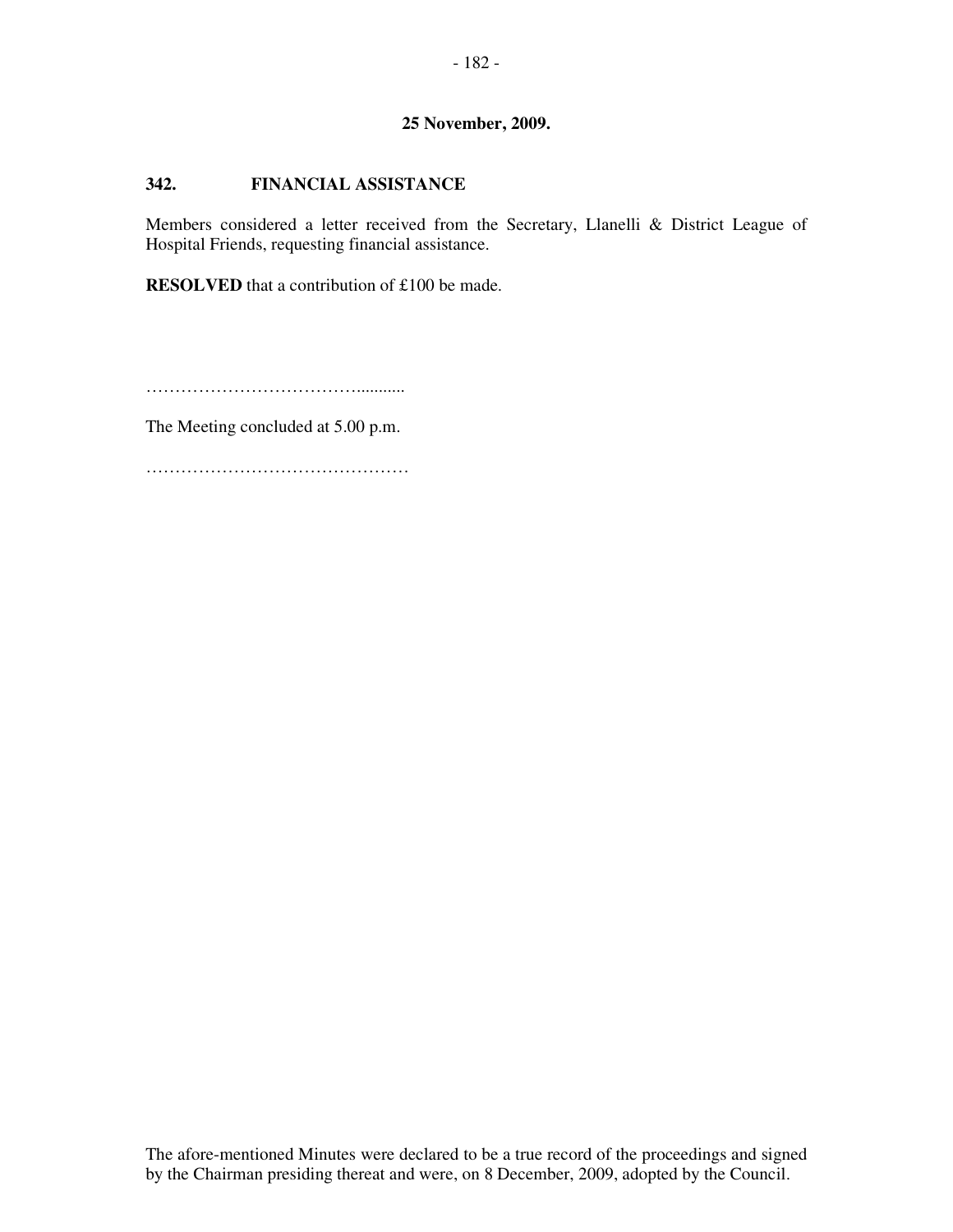**25 November, 2009.**

## 342. FINANCIAL ASSISTANCE

Members considered a letter received from the Secretary, Llanelli & District League of Hospital Friends, requesting financial assistance.

**RESOLVED** that a contribution of £100 be made.

………………………………..........

The Meeting concluded at 5.00 p.m.

………………………………………

The afore-mentioned Minutes were declared to be a true record of the proceedings and signed by the Chairman presiding thereat and were, on 8 December, 2009, adopted by the Council.